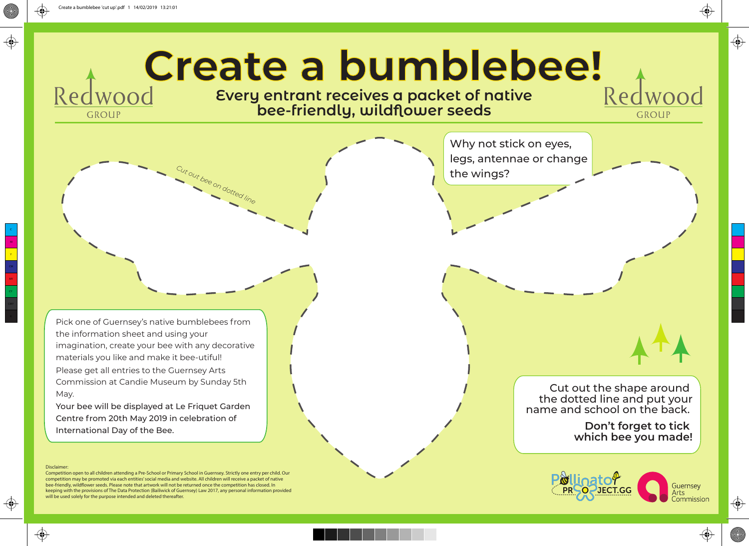# Create a bumblebee!

Redwood GROUP

**Every entrant receives a packet of native bee-friendly, wildflower seeds**

Why not stick on eyes, legs, antennae or change the wings?

*Cut out bee on dotted line*

Pick one of Guernsey's native bumblebees from the information sheet and using your imagination, create your bee with any decorative materials you like and make it bee-utiful!

Please get all entries to the Guernsey Arts Commission at Candie Museum by Sunday 5th May.

Your bee will be displayed at Le Friquet Garden Centre from 20th May 2019 in celebration of International Day of the Bee.

Cut out the shape around the dotted line and put your name and school on the back.

**Don't forget to tick which bee you made!**

Disclaimer:
Competition open to all children attending a Pre-School or Primary School in Guernsey. Strictly one entry per child. Our competition may be promoted via each entities' social media and website. All children will receive a packet of native bee-friendly, wildflower seeds. Please note that artwork will not be returned once the competition has closed. In keeping with the provisions of The Data Protection (Bailiwick of Guernsey) Law 2017, any personal information provided will be used solely for the purpose intended and deleted thereafter.

Pollinator PROJECT.GG

Guernsey Arts Commission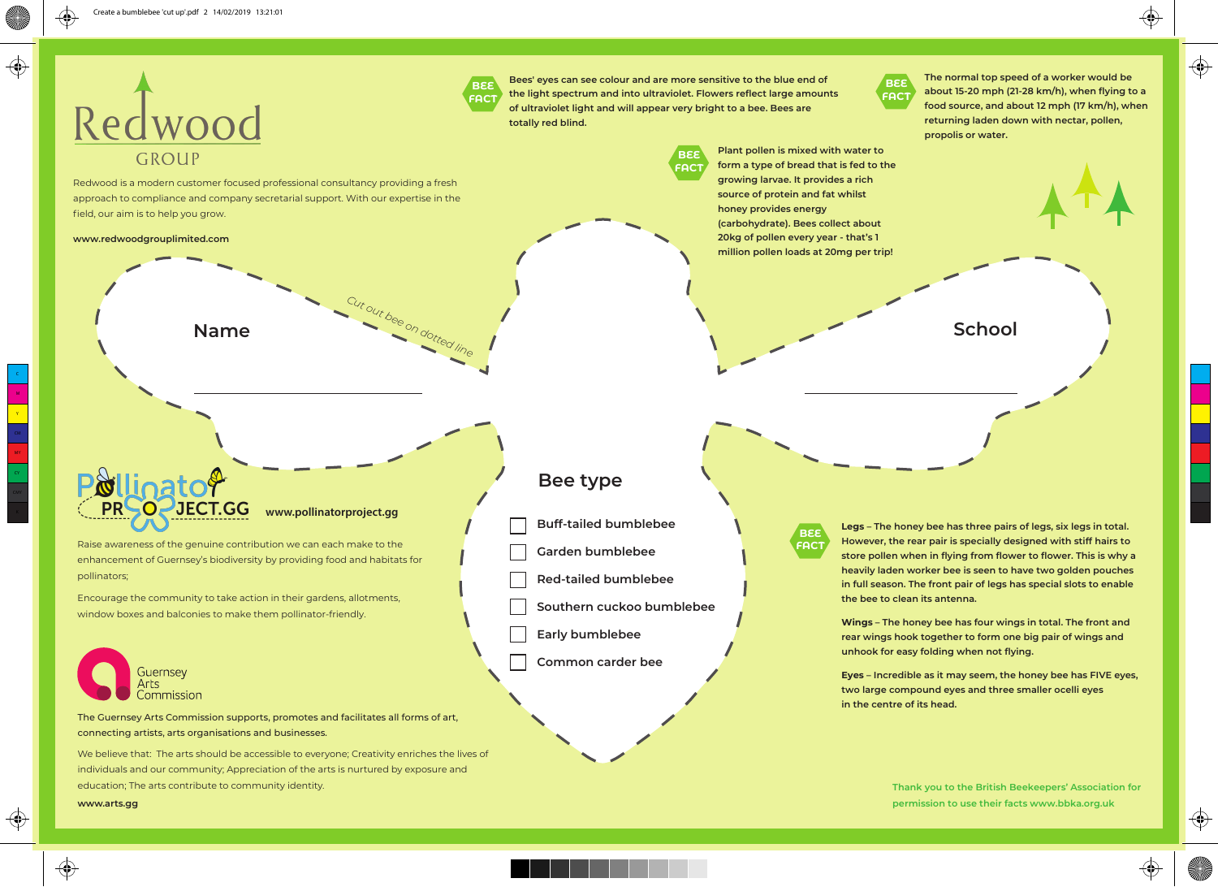# Redwood GROUP

Redwood is a modern customer focused professional consultancy providing a fresh approach to compliance and company secretarial support. With our expertise in the field, our aim is to help you grow.

www.redwoodgrouplimited.com

**BEE FACT** Bees' eyes can see colour and are more sensitive to the blue end of the light spectrum and into ultraviolet. Flowers reflect large amounts of ultraviolet light and will appear very bright to a bee. Bees are totally red blind.

**BEE FACT** The normal top speed of a worker would be about 15-20 mph (21-28 km/h), when flying to a food source, and about 12 mph (17 km/h), when returning laden down with nectar, pollen, propolis or water.

**BEE FACT** Plant pollen is mixed with water to form a type of bread that is fed to the growing larvae. It provides a rich source of protein and fat whilst honey provides energy (carbohydrate). Bees collect about 20kg of pollen every year - that's 1 million pollen loads at 20mg per trip!

*Cut out bee on dotted line*

**Name** ______________________

**School** ______________________

## Bee type

- ☐ Buff-tailed bumblebee
- ☐ Garden bumblebee
- ☐ Red-tailed bumblebee
- ☐ Southern cuckoo bumblebee
- ☐ Early bumblebee
- ☐ Common carder bee

# Pollinator PROJECT.GG

www.pollinatorproject.gg

Raise awareness of the genuine contribution we can each make to the enhancement of Guernsey's biodiversity by providing food and habitats for pollinators;

Encourage the community to take action in their gardens, allotments, window boxes and balconies to make them pollinator-friendly.

# Guernsey Arts Commission

The Guernsey Arts Commission supports, promotes and facilitates all forms of art, connecting artists, arts organisations and businesses.

We believe that: The arts should be accessible to everyone; Creativity enriches the lives of individuals and our community; Appreciation of the arts is nurtured by exposure and education; The arts contribute to community identity.

www.arts.gg

**BEE FACT**

**Legs** – The honey bee has three pairs of legs, six legs in total. However, the rear pair is specially designed with stiff hairs to store pollen when in flying from flower to flower. This is why a heavily laden worker bee is seen to have two golden pouches in full season. The front pair of legs has special slots to enable the bee to clean its antenna.

**Wings** – The honey bee has four wings in total. The front and rear wings hook together to form one big pair of wings and unhook for easy folding when not flying.

**Eyes** – Incredible as it may seem, the honey bee has FIVE eyes, two large compound eyes and three smaller ocelli eyes in the centre of its head.

Thank you to the British Beekeepers' Association for permission to use their facts www.bbka.org.uk